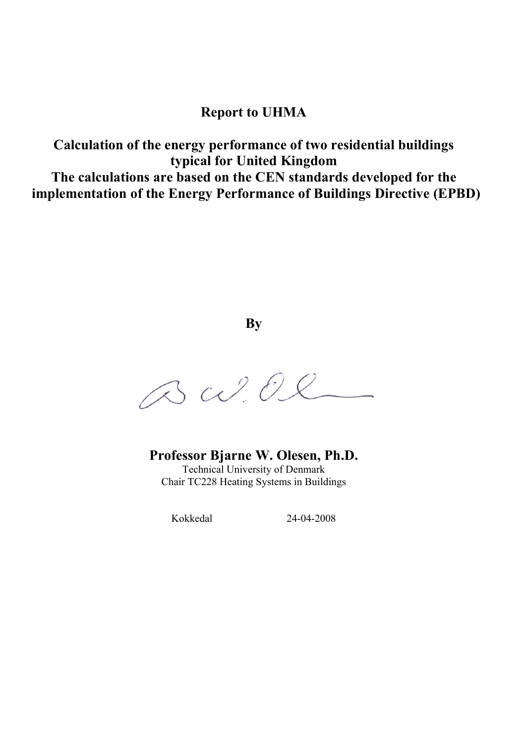# Report to UHMA

## Calculation of the energy performance of two residential buildings typical for United Kingdom

## The calculations are based on the CEN standards developed for the implementation of the Energy Performance of Buildings Directive (EPBD)

**By**

**Professor Bjarne W. Olesen, Ph.D.**

Technical University of Denmark

Chair TC228 Heating Systems in Buildings

Kokkedal 24-04-2008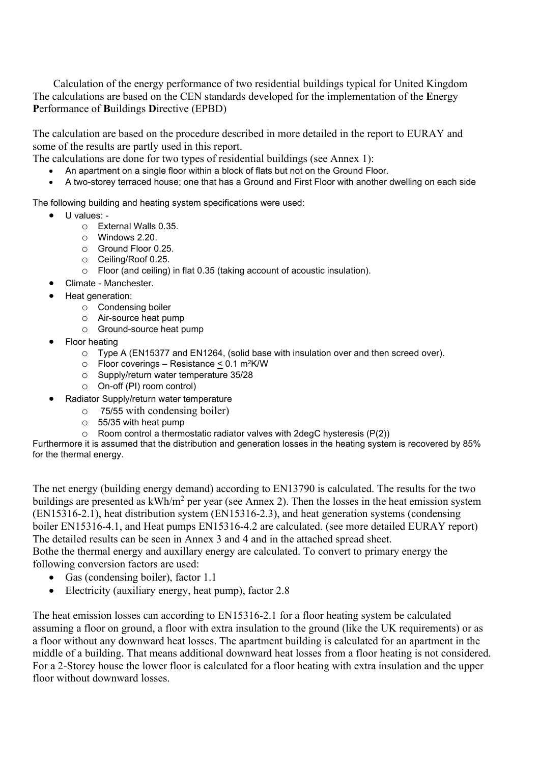Calculation of the energy performance of two residential buildings typical for United Kingdom
The calculations are based on the CEN standards developed for the implementation of the **E**nergy **P**erformance of **B**uildings **D**irective (EPBD)

The calculation are based on the procedure described in more detailed in the report to EURAY and some of the results are partly used in this report.
The calculations are done for two types of residential buildings (see Annex 1):

- An apartment on a single floor within a block of flats but not on the Ground Floor.
- A two-storey terraced house; one that has a Ground and First Floor with another dwelling on each side

The following building and heating system specifications were used:

- U values: -
  - External Walls 0.35.
  - Windows 2.20.
  - Ground Floor 0.25.
  - Ceiling/Roof 0.25.
  - Floor (and ceiling) in flat 0.35 (taking account of acoustic insulation).
- Climate - Manchester.
- Heat generation:
  - Condensing boiler
  - Air-source heat pump
  - Ground-source heat pump
- Floor heating
  - Type A (EN15377 and EN1264, (solid base with insulation over and then screed over).
  - Floor coverings – Resistance ≤ 0.1 m²K/W
  - Supply/return water temperature 35/28
  - On-off (PI) room control)
- Radiator Supply/return water temperature
  - 75/55 with condensing boiler)
  - 55/35 with heat pump
  - Room control a thermostatic radiator valves with 2degC hysteresis (P(2))

Furthermore it is assumed that the distribution and generation losses in the heating system is recovered by 85% for the thermal energy.

The net energy (building energy demand) according to EN13790 is calculated. The results for the two buildings are presented as kWh/m² per year (see Annex 2). Then the losses in the heat emission system (EN15316-2.1), heat distribution system (EN15316-2.3), and heat generation systems (condensing boiler EN15316-4.1, and Heat pumps EN15316-4.2 are calculated. (see more detailed EURAY report) The detailed results can be seen in Annex 3 and 4 and in the attached spread sheet.
Bothe the thermal energy and auxillary energy are calculated. To convert to primary energy the following conversion factors are used:

- Gas (condensing boiler), factor 1.1
- Electricity (auxiliary energy, heat pump), factor 2.8

The heat emission losses can according to EN15316-2.1 for a floor heating system be calculated assuming a floor on ground, a floor with extra insulation to the ground (like the UK requirements) or as a floor without any downward heat losses. The apartment building is calculated for an apartment in the middle of a building. That means additional downward heat losses from a floor heating is not considered. For a 2-Storey house the lower floor is calculated for a floor heating with extra insulation and the upper floor without downward losses.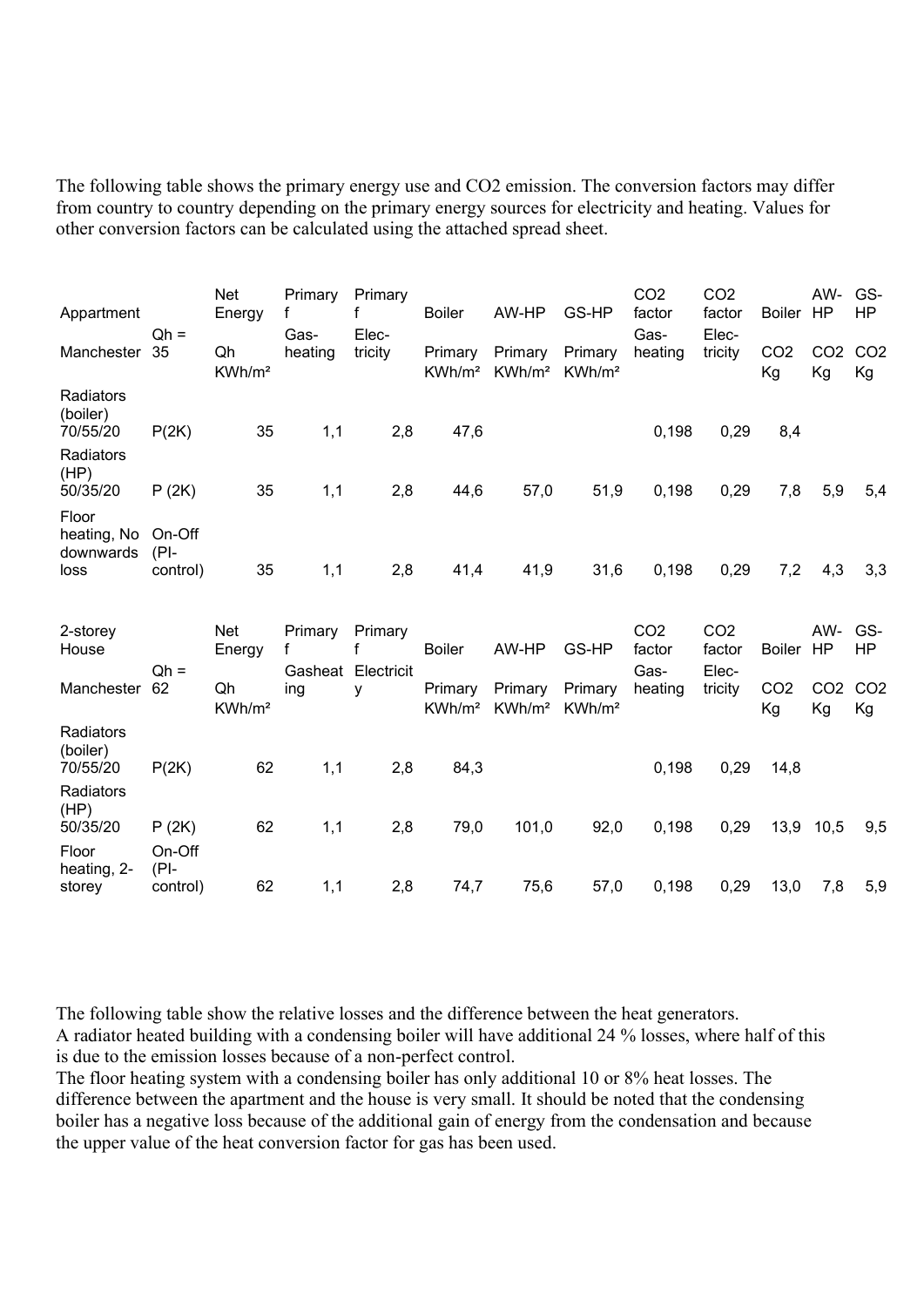The following table shows the primary energy use and CO2 emission. The conversion factors may differ from country to country depending on the primary energy sources for electricity and heating. Values for other conversion factors can be calculated using the attached spread sheet.

| Appartment | | Net Energy | Primary f | Primary f | Boiler | AW-HP | GS-HP | CO2 factor | CO2 factor | Boiler | AW-HP | GS-HP |
|---|---|---|---|---|---|---|---|---|---|---|---|---|
| Manchester | Qh = 35 | Qh KWh/m² | Gas-heating | Elec-tricity | Primary KWh/m² | Primary KWh/m² | Primary KWh/m² | Gas-heating | Elec-tricity | CO2 Kg | CO2 Kg | CO2 Kg |
| Radiators (boiler) 70/55/20 | P(2K) | 35 | 1,1 | 2,8 | 47,6 | | | 0,198 | 0,29 | 8,4 | | |
| Radiators (HP) 50/35/20 | P (2K) | 35 | 1,1 | 2,8 | 44,6 | 57,0 | 51,9 | 0,198 | 0,29 | 7,8 | 5,9 | 5,4 |
| Floor heating, No downwards loss | On-Off (PI-control) | 35 | 1,1 | 2,8 | 41,4 | 41,9 | 31,6 | 0,198 | 0,29 | 7,2 | 4,3 | 3,3 |

| 2-storey House | | Net Energy | Primary f | Primary f | Boiler | AW-HP | GS-HP | CO2 factor | CO2 factor | Boiler | AW-HP | GS-HP |
|---|---|---|---|---|---|---|---|---|---|---|---|---|
| Manchester | Qh = 62 | Qh KWh/m² | Gasheating | Electricity | Primary KWh/m² | Primary KWh/m² | Primary KWh/m² | Gas-heating | Elec-tricity | CO2 Kg | CO2 Kg | CO2 Kg |
| Radiators (boiler) 70/55/20 | P(2K) | 62 | 1,1 | 2,8 | 84,3 | | | 0,198 | 0,29 | 14,8 | | |
| Radiators (HP) 50/35/20 | P (2K) | 62 | 1,1 | 2,8 | 79,0 | 101,0 | 92,0 | 0,198 | 0,29 | 13,9 | 10,5 | 9,5 |
| Floor heating, 2-storey | On-Off (PI-control) | 62 | 1,1 | 2,8 | 74,7 | 75,6 | 57,0 | 0,198 | 0,29 | 13,0 | 7,8 | 5,9 |

The following table show the relative losses and the difference between the heat generators.
A radiator heated building with a condensing boiler will have additional 24 % losses, where half of this is due to the emission losses because of a non-perfect control.
The floor heating system with a condensing boiler has only additional 10 or 8% heat losses. The difference between the apartment and the house is very small. It should be noted that the condensing boiler has a negative loss because of the additional gain of energy from the condensation and because the upper value of the heat conversion factor for gas has been used.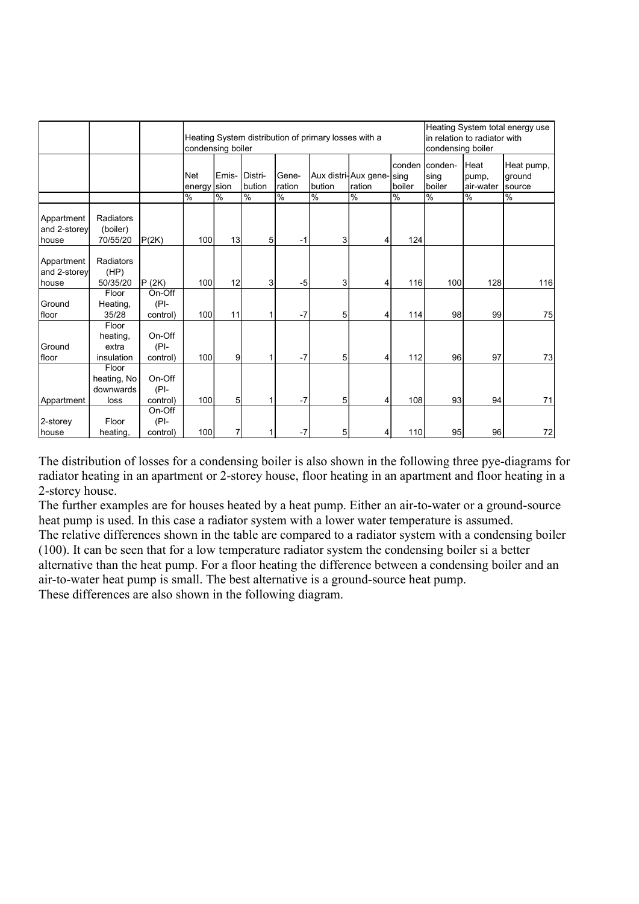| | | | Heating System distribution of primary losses with a condensing boiler | | | | | | | Heating System total energy use in relation to radiator with condensing boiler | | |
|---|---|---|---|---|---|---|---|---|---|---|---|---|
| | | | Net energy | Emis-sion | Distri-bution | Gene-ration | Aux distri-bution | Aux gene-ration | conden sing boiler | conden-sing boiler | Heat pump, air-water | Heat pump, ground source |
| | | | % | % | % | % | % | % | % | % | % | % |
| Appartment and 2-storey house | Radiators (boiler) 70/55/20 | P(2K) | 100 | 13 | 5 | -1 | 3 | 4 | 124 | | | |
| Appartment and 2-storey house | Radiators (HP) 50/35/20 | P (2K) | 100 | 12 | 3 | -5 | 3 | 4 | 116 | 100 | 128 | 116 |
| Ground floor | Floor Heating, 35/28 | On-Off (PI-control) | 100 | 11 | 1 | -7 | 5 | 4 | 114 | 98 | 99 | 75 |
| Ground floor | Floor heating, extra insulation | On-Off (PI-control) | 100 | 9 | 1 | -7 | 5 | 4 | 112 | 96 | 97 | 73 |
| Appartment | Floor heating, No downwards loss | On-Off (PI-control) | 100 | 5 | 1 | -7 | 5 | 4 | 108 | 93 | 94 | 71 |
| 2-storey house | Floor heating, | On-Off (PI-control) | 100 | 7 | 1 | -7 | 5 | 4 | 110 | 95 | 96 | 72 |

The distribution of losses for a condensing boiler is also shown in the following three pye-diagrams for radiator heating in an apartment or 2-storey house, floor heating in an apartment and floor heating in a 2-storey house.
The further examples are for houses heated by a heat pump. Either an air-to-water or a ground-source heat pump is used. In this case a radiator system with a lower water temperature is assumed.
The relative differences shown in the table are compared to a radiator system with a condensing boiler (100). It can be seen that for a low temperature radiator system the condensing boiler si a better alternative than the heat pump. For a floor heating the difference between a condensing boiler and an air-to-water heat pump is small. The best alternative is a ground-source heat pump.
These differences are also shown in the following diagram.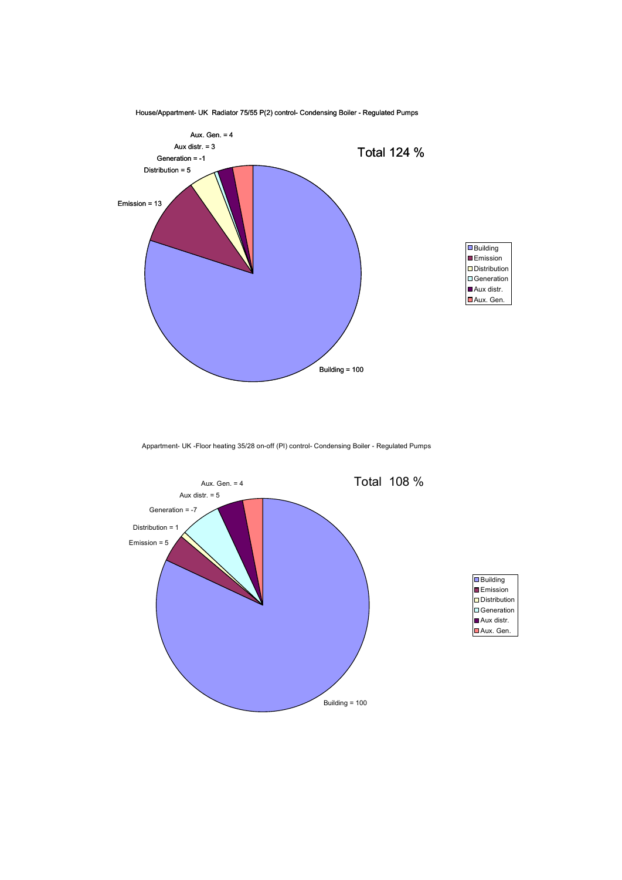House/Appartment- UK Radiator 75/55 P(2) control- Condensing Boiler - Regulated Pumps

Total 124 %

Aux. Gen. = 4

Aux distr. = 3

Generation = -1

Distribution = 5

Emission = 13

Building = 100

- Building
- Emission
- Distribution
- Generation
- Aux distr.
- Aux. Gen.

Appartment- UK -Floor heating 35/28 on-off (PI) control- Condensing Boiler - Regulated Pumps

Total 108 %

Aux. Gen. = 4

Aux distr. = 5

Generation = -7

Distribution = 1

Emission = 5

Building = 100

- Building
- Emission
- Distribution
- Generation
- Aux distr.
- Aux. Gen.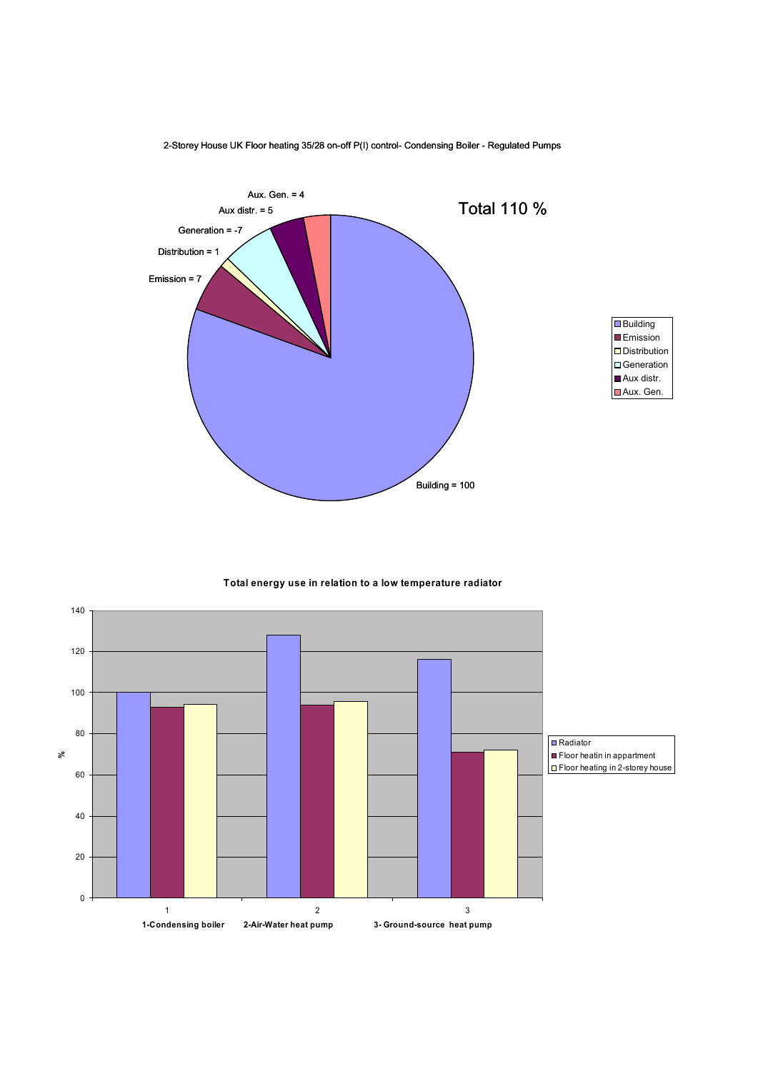2-Storey House UK Floor heating 35/28 on-off P(I) control- Condensing Boiler - Regulated Pumps

Total 110 %

| Component | Value |
|---|---|
| Building | 100 |
| Emission | 7 |
| Distribution | 1 |
| Generation | -7 |
| Aux distr. | 5 |
| Aux. Gen. | 4 |

**Total energy use in relation to a low temperature radiator**

| % | Radiator | Floor heatin in appartment | Floor heating in 2-storey house |
|---|---|---|---|
| 1-Condensing boiler | 100 | 93 | 94 |
| 2-Air-Water heat pump | 128 | 94 | 96 |
| 3- Ground-source heat pump | 116 | 71 | 72 |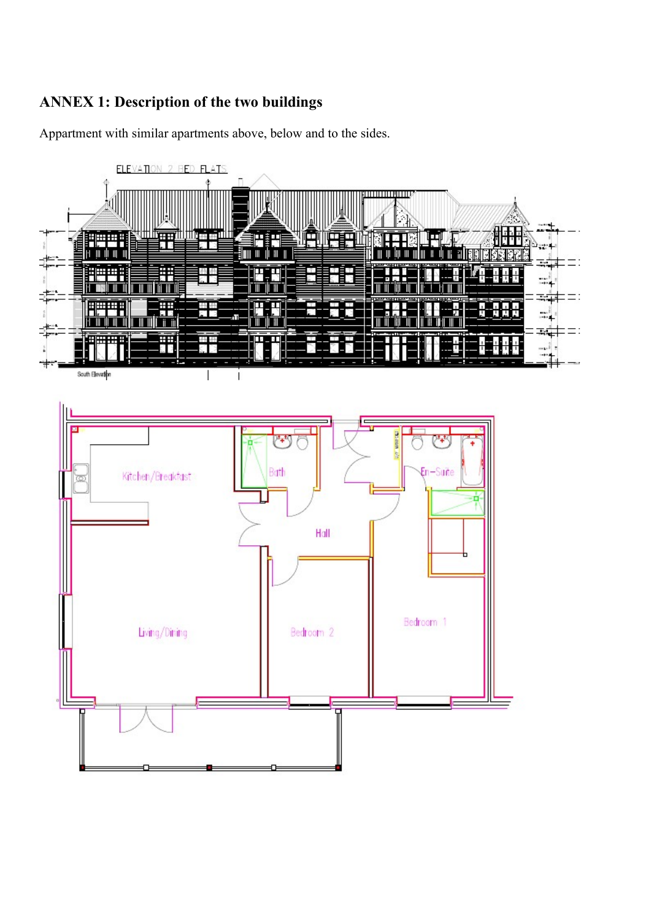## ANNEX 1: Description of the two buildings

Appartment with similar apartments above, below and to the sides.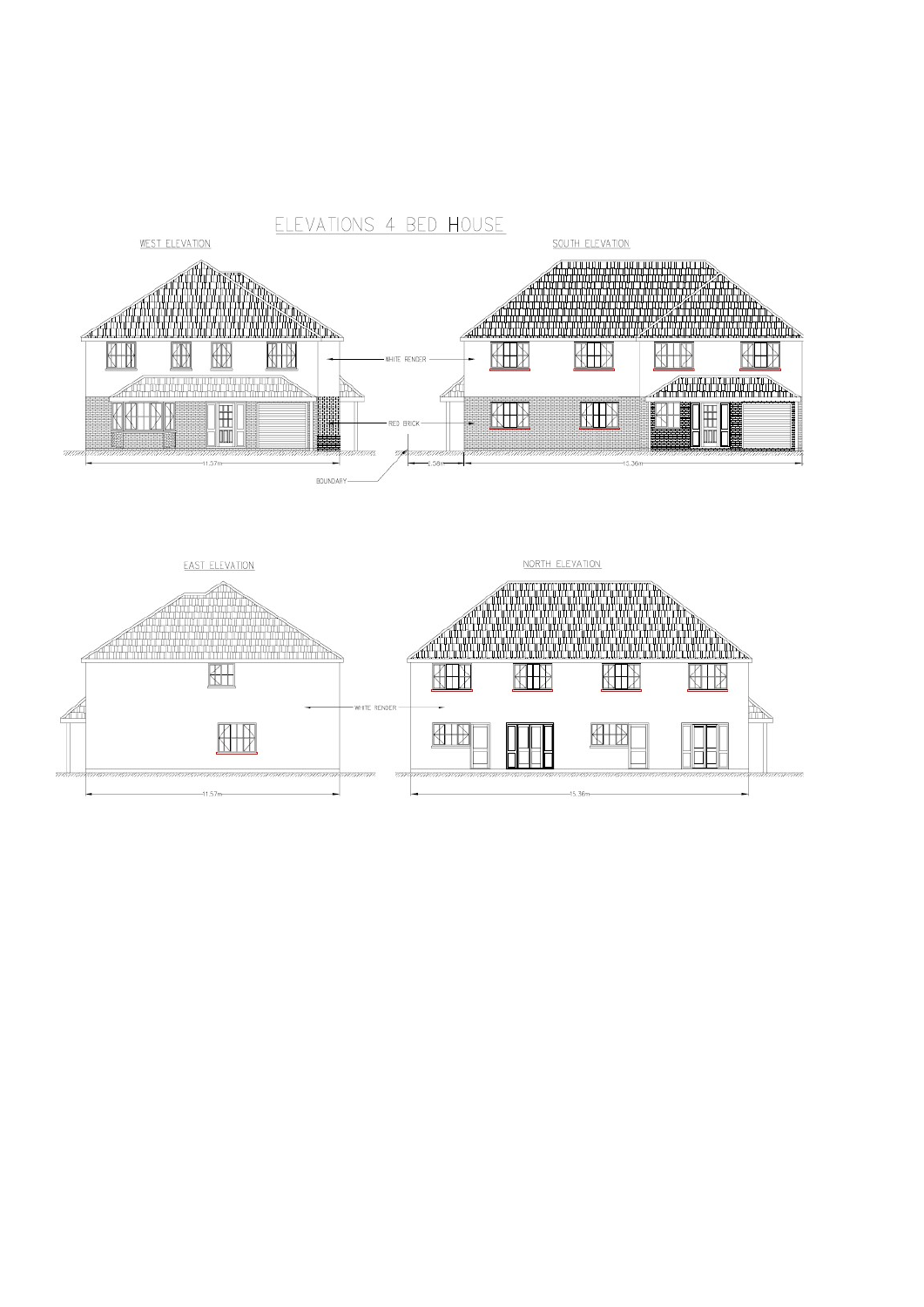# ELEVATIONS 4 BED HOUSE

WEST ELEVATION

SOUTH ELEVATION

WHITE RENDER

RED BRICK

11.57m

BOUNDARY

2.58m

15.36m

EAST ELEVATION

NORTH ELEVATION

WHITE RENDER

11.57m

15.36m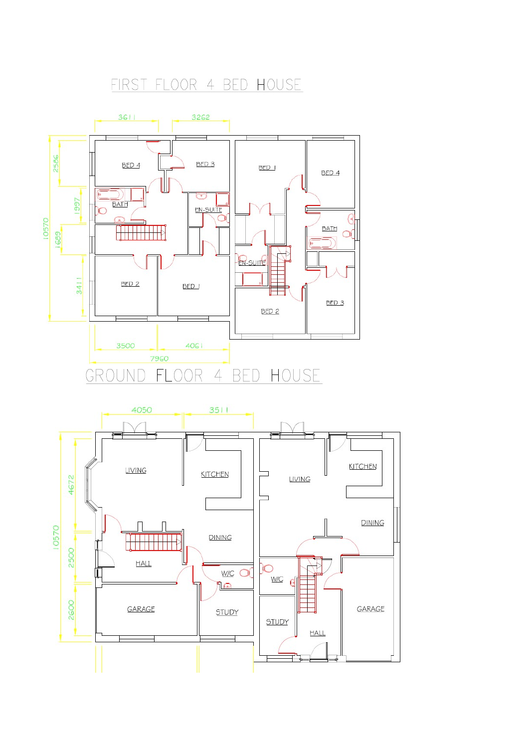# FIRST FLOOR 4 BED HOUSE

3611 3262

2586 1997 1609 3411 10570

BED 4 BED 3 BATH EN-SUITE BED 2 BED 1

BED 1 BED 4 BATH EN-SUITE BED 2 BED 3

3500 4061

7960

# GROUND FLOOR 4 BED HOUSE

4050 3511

4672 2500 2600 10570

LIVING KITCHEN DINING HALL W/C GARAGE STUDY

LIVING KITCHEN DINING W/C STUDY HALL GARAGE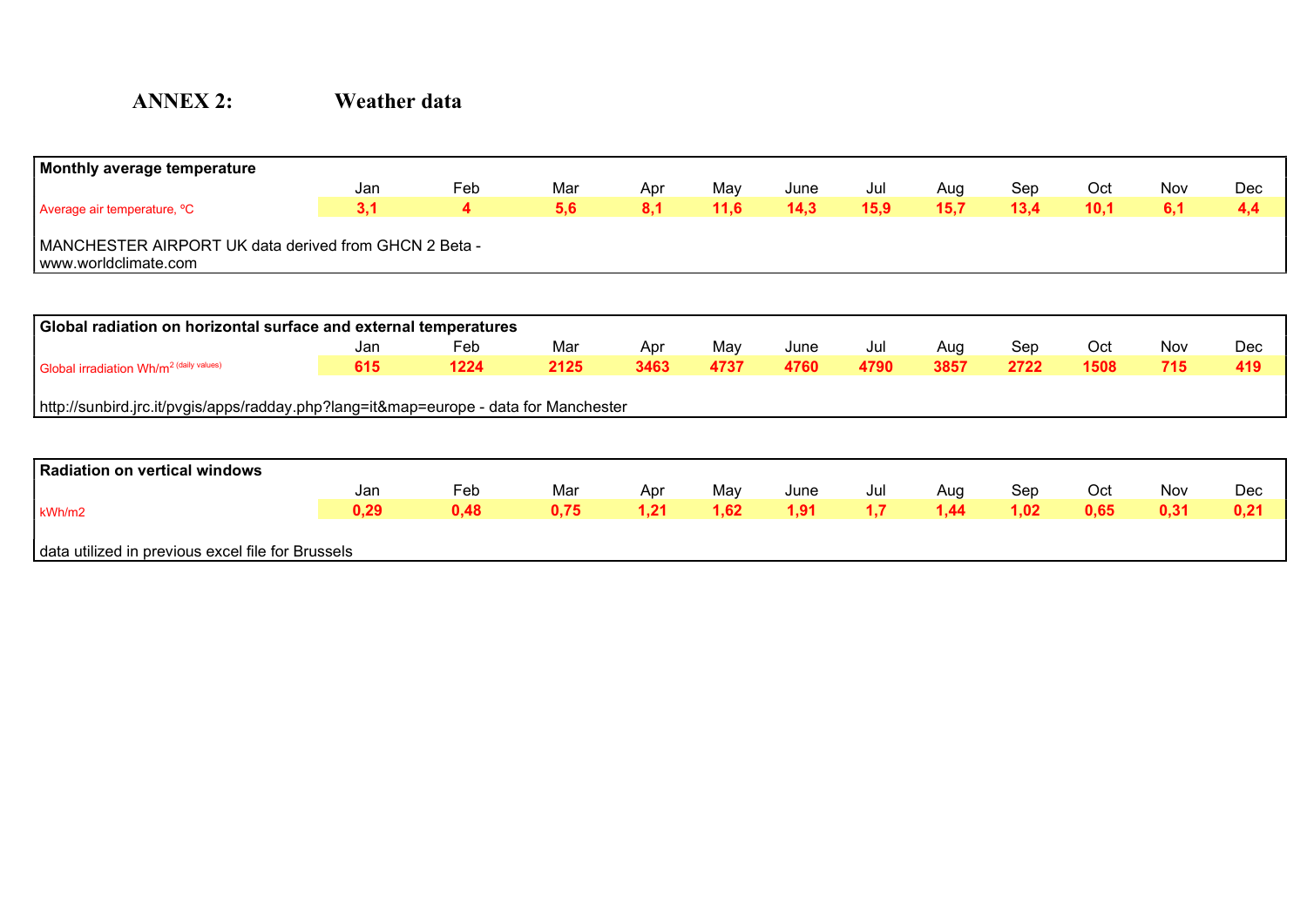# ANNEX 2: Weather data

**Monthly average temperature**

| | Jan | Feb | Mar | Apr | May | June | Jul | Aug | Sep | Oct | Nov | Dec |
|---|---|---|---|---|---|---|---|---|---|---|---|---|
| Average air temperature, °C | **3,1** | **4** | **5,6** | **8,1** | **11,6** | **14,3** | **15,9** | **15,7** | **13,4** | **10,1** | **6,1** | **4,4** |

MANCHESTER AIRPORT UK data derived from GHCN 2 Beta - www.worldclimate.com

**Global radiation on horizontal surface and external temperatures**

| | Jan | Feb | Mar | Apr | May | June | Jul | Aug | Sep | Oct | Nov | Dec |
|---|---|---|---|---|---|---|---|---|---|---|---|---|
| Global irradiation $Wh/m^2$ (daily values) | **615** | **1224** | **2125** | **3463** | **4737** | **4760** | **4790** | **3857** | **2722** | **1508** | **715** | **419** |

http://sunbird.jrc.it/pvgis/apps/radday.php?lang=it&map=europe - data for Manchester

**Radiation on vertical windows**

| | Jan | Feb | Mar | Apr | May | June | Jul | Aug | Sep | Oct | Nov | Dec |
|---|---|---|---|---|---|---|---|---|---|---|---|---|
| kWh/m2 | **0,29** | **0,48** | **0,75** | **1,21** | **1,62** | **1,91** | **1,7** | **1,44** | **1,02** | **0,65** | **0,31** | **0,21** |

data utilized in previous excel file for Brussels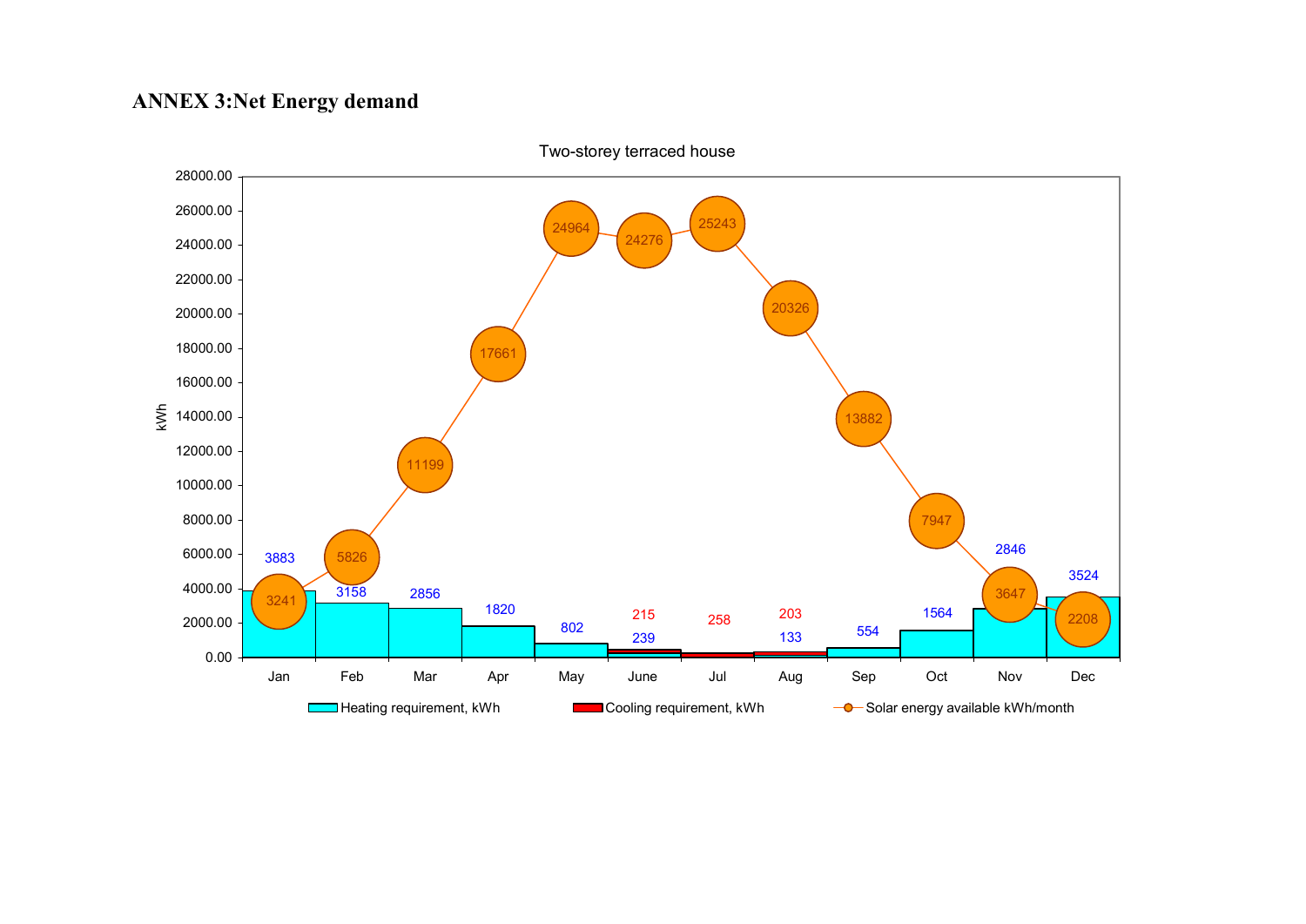# ANNEX 3:Net Energy demand

**Two-storey terraced house**

| Month | Heating requirement, kWh | Cooling requirement, kWh | Solar energy available kWh/month |
|---|---|---|---|
| Jan | 3883 | | 3241 |
| Feb | 3158 | | 5826 |
| Mar | 2856 | | 11199 |
| Apr | 1820 | | 17661 |
| May | 802 | | 24964 |
| June | 239 | 215 | 24276 |
| Jul | | 258 | 25243 |
| Aug | 133 | 203 | 20326 |
| Sep | 554 | | 13882 |
| Oct | 1564 | | 7947 |
| Nov | 2846 | | 3647 |
| Dec | 3524 | | 2208 |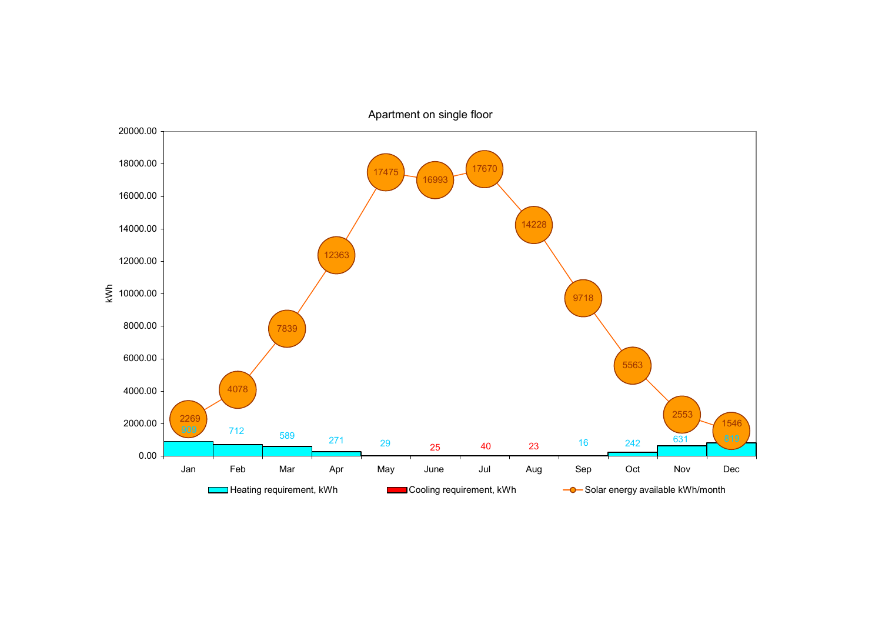## Apartment on single floor

| Month | Heating requirement, kWh | Cooling requirement, kWh | Solar energy available kWh/month |
|---|---|---|---|
| Jan | 909 | | 2269 |
| Feb | 712 | | 4078 |
| Mar | 589 | | 7839 |
| Apr | 271 | | 12363 |
| May | 29 | | 17475 |
| June | | 25 | 16993 |
| Jul | | 40 | 17670 |
| Aug | | 23 | 14228 |
| Sep | 16 | | 9718 |
| Oct | 242 | | 5563 |
| Nov | 631 | | 2553 |
| Dec | 819 | | 1546 |

Y-axis: kWh (0.00 – 20000.00)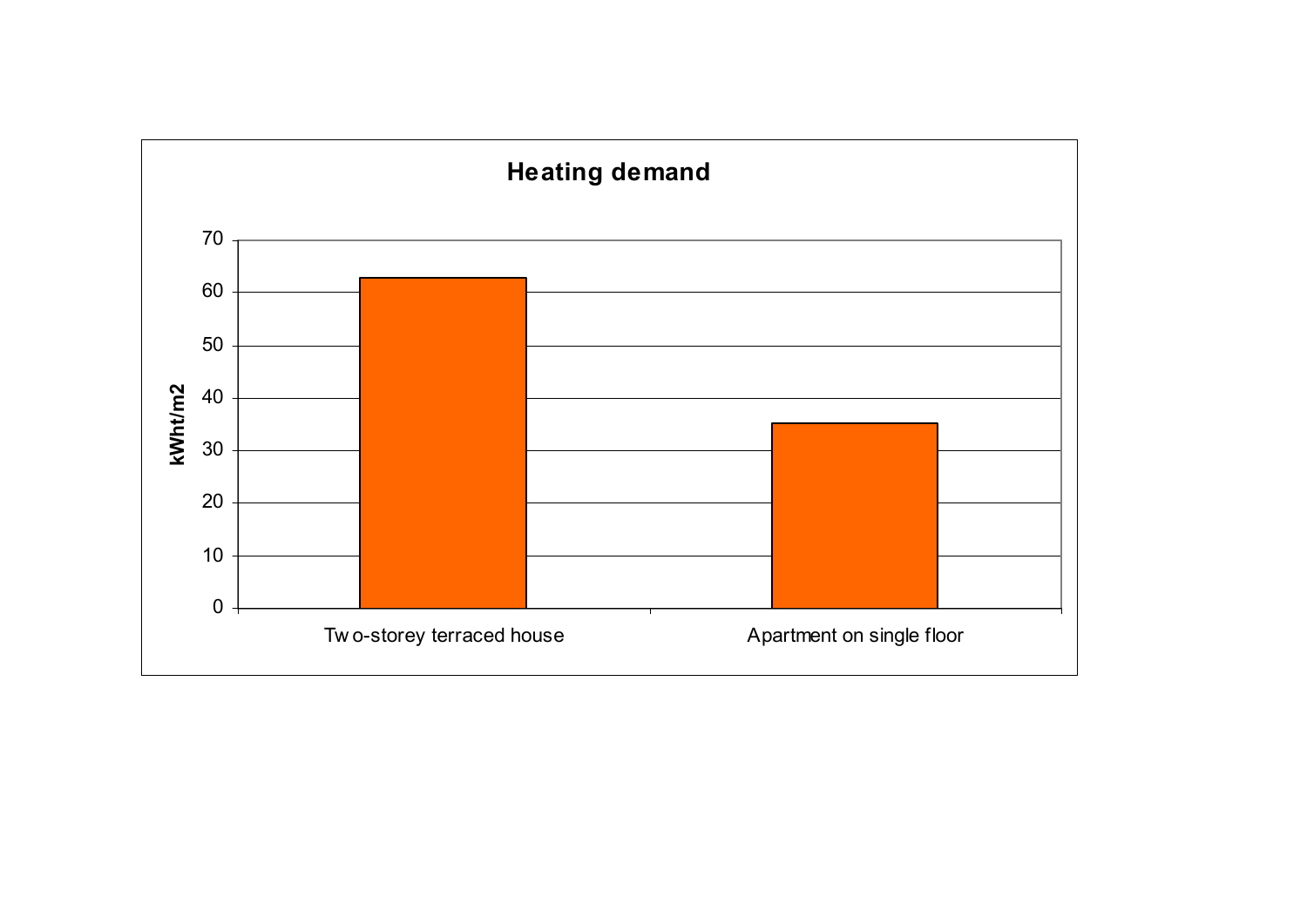**Heating demand**

| | kWht/m2 |
|---|---|
| Two-storey terraced house | ~63 |
| Apartment on single floor | ~35 |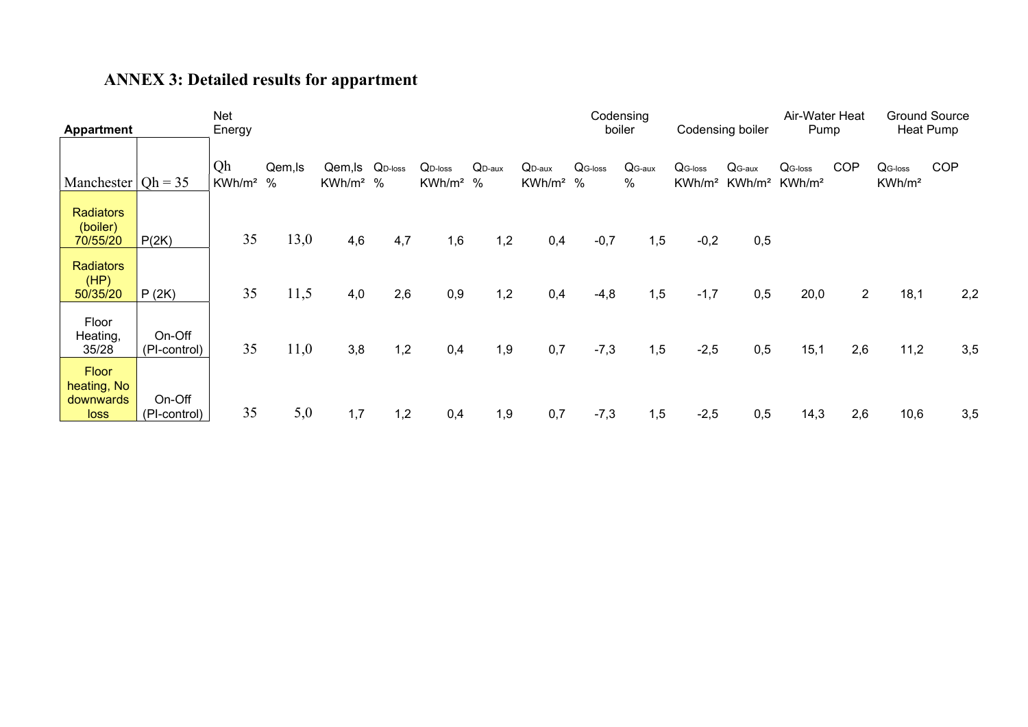## ANNEX 3: Detailed results for appartment

| Appartment | | Net Energy | | | | | | | Codensing boiler | | Codensing boiler | | Air-Water Heat Pump | | Ground Source Heat Pump | |
|---|---|---|---|---|---|---|---|---|---|---|---|---|---|---|---|---|
| Manchester | Qh = 35 | Qh KWh/m² | Qem,ls % | Qem,ls KWh/m² | $Q_{D\text{-}loss}$ % | $Q_{D\text{-}loss}$ KWh/m² | $Q_{D\text{-}aux}$ % | $Q_{D\text{-}aux}$ KWh/m² | $Q_{G\text{-}loss}$ % | $Q_{G\text{-}aux}$ % | $Q_{G\text{-}loss}$ KWh/m² | $Q_{G\text{-}aux}$ KWh/m² | $Q_{G\text{-}loss}$ KWh/m² | COP | $Q_{G\text{-}loss}$ KWh/m² | COP |
| Radiators (boiler) 70/55/20 | P(2K) | 35 | 13,0 | 4,6 | 4,7 | 1,6 | 1,2 | 0,4 | -0,7 | 1,5 | -0,2 | 0,5 | | | | |
| Radiators (HP) 50/35/20 | P (2K) | 35 | 11,5 | 4,0 | 2,6 | 0,9 | 1,2 | 0,4 | -4,8 | 1,5 | -1,7 | 0,5 | 20,0 | 2 | 18,1 | 2,2 |
| Floor Heating, 35/28 | On-Off (PI-control) | 35 | 11,0 | 3,8 | 1,2 | 0,4 | 1,9 | 0,7 | -7,3 | 1,5 | -2,5 | 0,5 | 15,1 | 2,6 | 11,2 | 3,5 |
| Floor heating, No downwards loss | On-Off (PI-control) | 35 | 5,0 | 1,7 | 1,2 | 0,4 | 1,9 | 0,7 | -7,3 | 1,5 | -2,5 | 0,5 | 14,3 | 2,6 | 10,6 | 3,5 |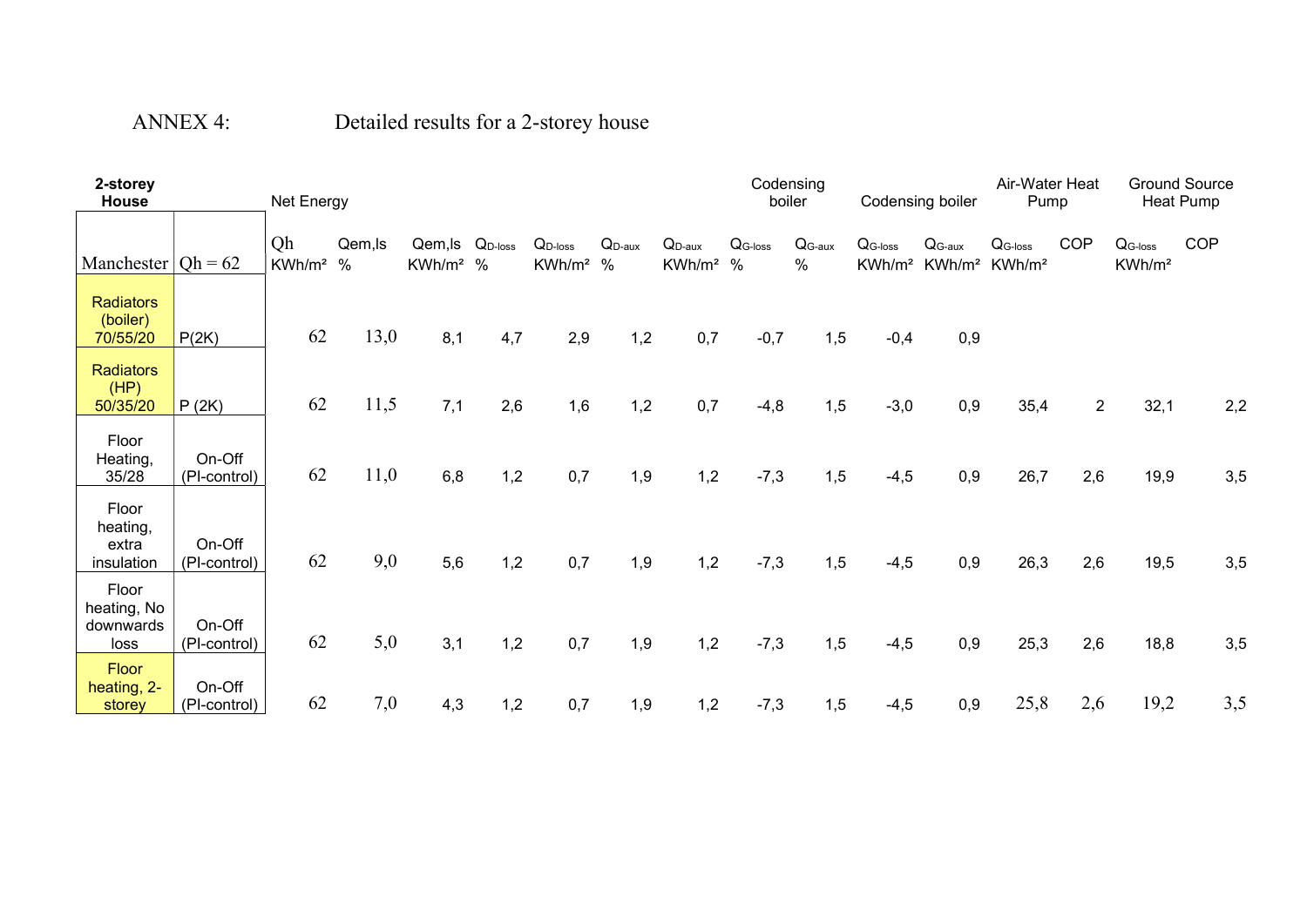ANNEX 4: Detailed results for a 2-storey house

| **2-storey House** | | Net Energy | | | | | | | Codensing boiler | | Codensing boiler | | Air-Water Heat Pump | | Ground Source Heat Pump | |
|---|---|---|---|---|---|---|---|---|---|---|---|---|---|---|---|---|
| Manchester | Qh = 62 | Qh KWh/m² | Qem,ls % | Qem,ls KWh/m² | $Q_{D\text{-}loss}$ % | $Q_{D\text{-}loss}$ KWh/m² | $Q_{D\text{-}aux}$ % | $Q_{D\text{-}aux}$ KWh/m² | $Q_{G\text{-}loss}$ % | $Q_{G\text{-}aux}$ % | $Q_{G\text{-}loss}$ KWh/m² | $Q_{G\text{-}aux}$ KWh/m² | $Q_{G\text{-}loss}$ KWh/m² | COP | $Q_{G\text{-}loss}$ KWh/m² | COP |
| Radiators (boiler) 70/55/20 | P(2K) | 62 | 13,0 | 8,1 | 4,7 | 2,9 | 1,2 | 0,7 | -0,7 | 1,5 | -0,4 | 0,9 | | | | |
| Radiators (HP) 50/35/20 | P (2K) | 62 | 11,5 | 7,1 | 2,6 | 1,6 | 1,2 | 0,7 | -4,8 | 1,5 | -3,0 | 0,9 | 35,4 | 2 | 32,1 | 2,2 |
| Floor Heating, 35/28 | On-Off (PI-control) | 62 | 11,0 | 6,8 | 1,2 | 0,7 | 1,9 | 1,2 | -7,3 | 1,5 | -4,5 | 0,9 | 26,7 | 2,6 | 19,9 | 3,5 |
| Floor heating, extra insulation | On-Off (PI-control) | 62 | 9,0 | 5,6 | 1,2 | 0,7 | 1,9 | 1,2 | -7,3 | 1,5 | -4,5 | 0,9 | 26,3 | 2,6 | 19,5 | 3,5 |
| Floor heating, No downwards loss | On-Off (PI-control) | 62 | 5,0 | 3,1 | 1,2 | 0,7 | 1,9 | 1,2 | -7,3 | 1,5 | -4,5 | 0,9 | 25,3 | 2,6 | 18,8 | 3,5 |
| Floor heating, 2-storey | On-Off (PI-control) | 62 | 7,0 | 4,3 | 1,2 | 0,7 | 1,9 | 1,2 | -7,3 | 1,5 | -4,5 | 0,9 | 25,8 | 2,6 | 19,2 | 3,5 |